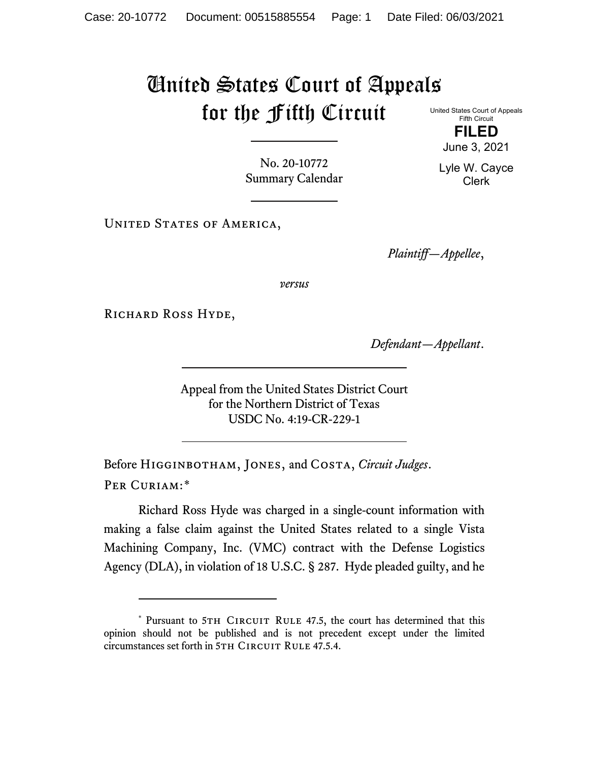# United States Court of Appeals for the Fifth Circuit

United States Court of Appeals
Fifth Circuit

**FILED**

June 3, 2021

Lyle W. Cayce
Clerk

No. 20-10772
Summary Calendar

United States of America,

*Plaintiff—Appellee*,

*versus*

Richard Ross Hyde,

*Defendant—Appellant*.

Appeal from the United States District Court
for the Northern District of Texas
USDC No. 4:19-CR-229-1

Before Higginbotham, Jones, and Costa, *Circuit Judges*.

Per Curiam:*

Richard Ross Hyde was charged in a single-count information with making a false claim against the United States related to a single Vista Machining Company, Inc. (VMC) contract with the Defense Logistics Agency (DLA), in violation of 18 U.S.C. § 287. Hyde pleaded guilty, and he

---

* Pursuant to 5th Circuit Rule 47.5, the court has determined that this opinion should not be published and is not precedent except under the limited circumstances set forth in 5th Circuit Rule 47.5.4.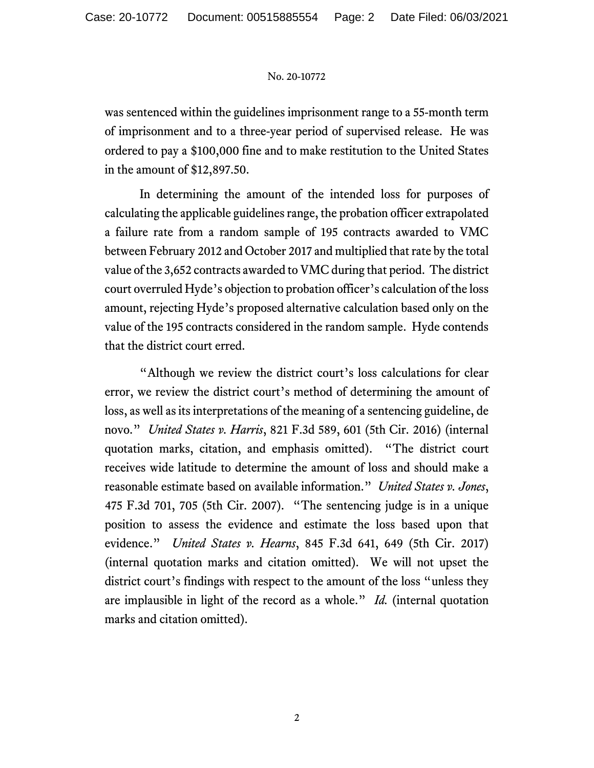was sentenced within the guidelines imprisonment range to a 55-month term of imprisonment and to a three-year period of supervised release. He was ordered to pay a $100,000 fine and to make restitution to the United States in the amount of $12,897.50.

In determining the amount of the intended loss for purposes of calculating the applicable guidelines range, the probation officer extrapolated a failure rate from a random sample of 195 contracts awarded to VMC between February 2012 and October 2017 and multiplied that rate by the total value of the 3,652 contracts awarded to VMC during that period. The district court overruled Hyde's objection to probation officer's calculation of the loss amount, rejecting Hyde's proposed alternative calculation based only on the value of the 195 contracts considered in the random sample. Hyde contends that the district court erred.

"Although we review the district court's loss calculations for clear error, we review the district court's method of determining the amount of loss, as well as its interpretations of the meaning of a sentencing guideline, de novo." *United States v. Harris*, 821 F.3d 589, 601 (5th Cir. 2016) (internal quotation marks, citation, and emphasis omitted). "The district court receives wide latitude to determine the amount of loss and should make a reasonable estimate based on available information." *United States v. Jones*, 475 F.3d 701, 705 (5th Cir. 2007). "The sentencing judge is in a unique position to assess the evidence and estimate the loss based upon that evidence." *United States v. Hearns*, 845 F.3d 641, 649 (5th Cir. 2017) (internal quotation marks and citation omitted). We will not upset the district court's findings with respect to the amount of the loss "unless they are implausible in light of the record as a whole." *Id.* (internal quotation marks and citation omitted).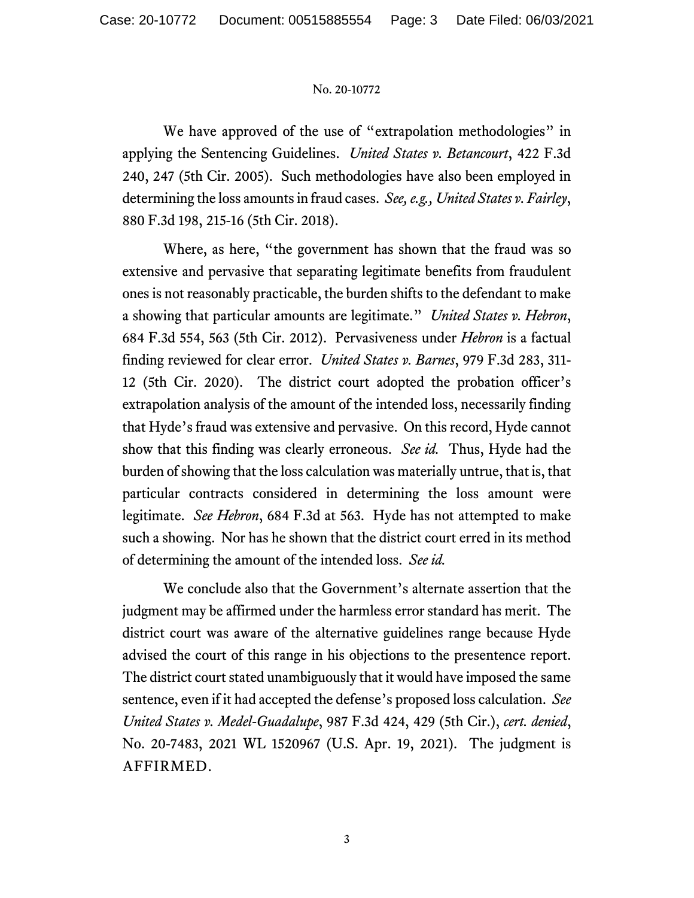We have approved of the use of "extrapolation methodologies" in applying the Sentencing Guidelines. *United States v. Betancourt*, 422 F.3d 240, 247 (5th Cir. 2005). Such methodologies have also been employed in determining the loss amounts in fraud cases. *See, e.g., United States v. Fairley*, 880 F.3d 198, 215-16 (5th Cir. 2018).

Where, as here, "the government has shown that the fraud was so extensive and pervasive that separating legitimate benefits from fraudulent ones is not reasonably practicable, the burden shifts to the defendant to make a showing that particular amounts are legitimate." *United States v. Hebron*, 684 F.3d 554, 563 (5th Cir. 2012). Pervasiveness under *Hebron* is a factual finding reviewed for clear error. *United States v. Barnes*, 979 F.3d 283, 311-12 (5th Cir. 2020). The district court adopted the probation officer's extrapolation analysis of the amount of the intended loss, necessarily finding that Hyde's fraud was extensive and pervasive. On this record, Hyde cannot show that this finding was clearly erroneous. *See id.* Thus, Hyde had the burden of showing that the loss calculation was materially untrue, that is, that particular contracts considered in determining the loss amount were legitimate. *See Hebron*, 684 F.3d at 563. Hyde has not attempted to make such a showing. Nor has he shown that the district court erred in its method of determining the amount of the intended loss. *See id.*

We conclude also that the Government's alternate assertion that the judgment may be affirmed under the harmless error standard has merit. The district court was aware of the alternative guidelines range because Hyde advised the court of this range in his objections to the presentence report. The district court stated unambiguously that it would have imposed the same sentence, even if it had accepted the defense's proposed loss calculation. *See United States v. Medel-Guadalupe*, 987 F.3d 424, 429 (5th Cir.), *cert. denied*, No. 20-7483, 2021 WL 1520967 (U.S. Apr. 19, 2021). The judgment is AFFIRMED.